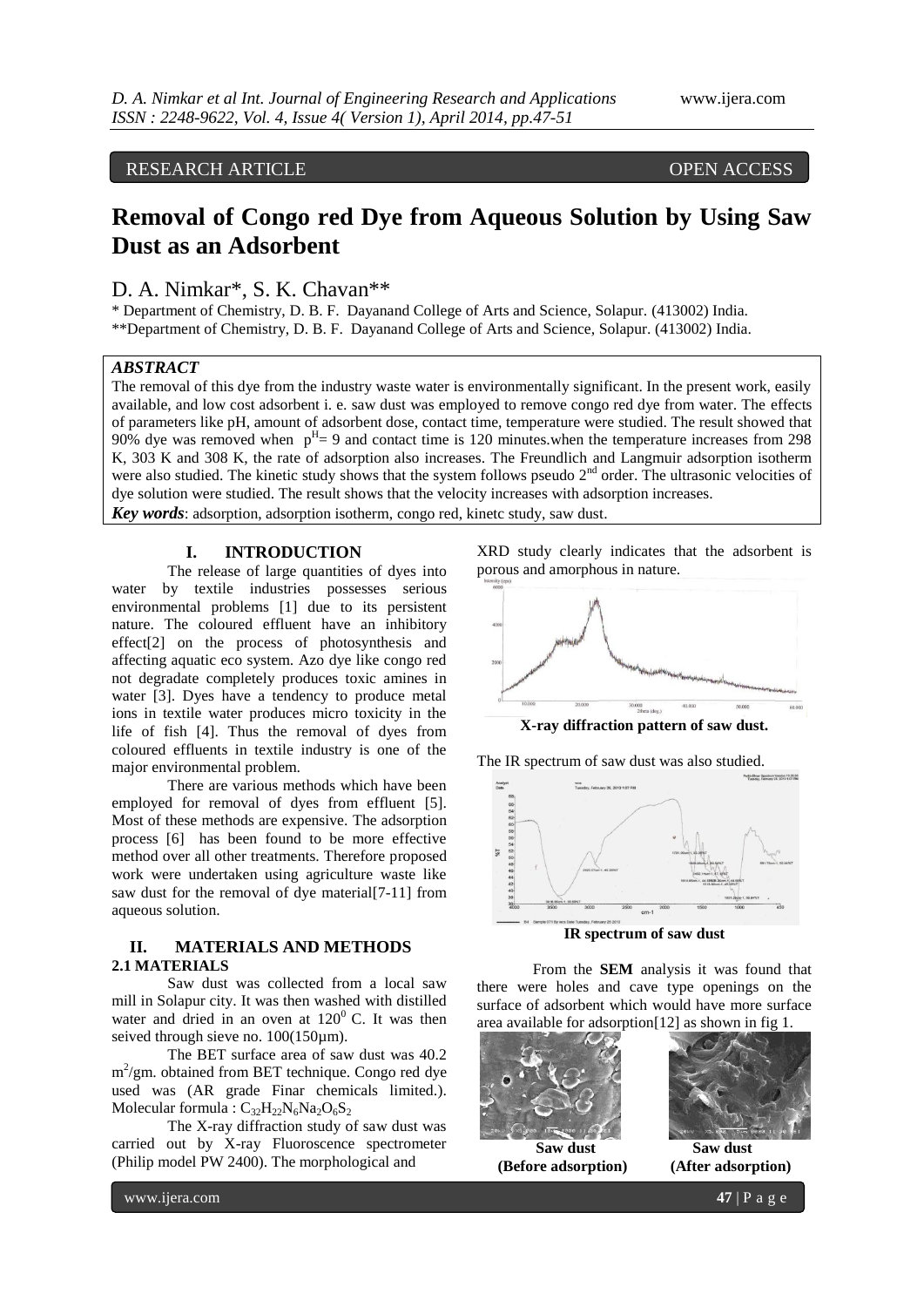RESEARCH ARTICLE OPEN ACCESS

# Removal of Congo red Dye from Aqueous Solution by Using Saw Dust as an Adsorbent

D. A. Nimkar*, S. K. Chavan**

\* Department of Chemistry, D. B. F. Dayanand College of Arts and Science, Solapur. (413002) India.
\*\*Department of Chemistry, D. B. F. Dayanand College of Arts and Science, Solapur. (413002) India.

### *ABSTRACT*

The removal of this dye from the industry waste water is environmentally significant. In the present work, easily available, and low cost adsorbent i. e. saw dust was employed to remove congo red dye from water. The effects of parameters like pH, amount of adsorbent dose, contact time, temperature were studied. The result showed that 90% dye was removed when $p^H= 9$ and contact time is 120 minutes.when the temperature increases from 298 K, 303 K and 308 K, the rate of adsorption also increases. The Freundlich and Langmuir adsorption isotherm were also studied. The kinetic study shows that the system follows pseudo 2nd order. The ultrasonic velocities of dye solution were studied. The result shows that the velocity increases with adsorption increases.

***Key words***: adsorption, adsorption isotherm, congo red, kinetc study, saw dust.

## I. INTRODUCTION

The release of large quantities of dyes into water by textile industries possesses serious environmental problems [1] due to its persistent nature. The coloured effluent have an inhibitory effect[2] on the process of photosynthesis and affecting aquatic eco system. Azo dye like congo red not degradate completely produces toxic amines in water [3]. Dyes have a tendency to produce metal ions in textile water produces micro toxicity in the life of fish [4]. Thus the removal of dyes from coloured effluents in textile industry is one of the major environmental problem.

There are various methods which have been employed for removal of dyes from effluent [5]. Most of these methods are expensive. The adsorption process [6] has been found to be more effective method over all other treatments. Therefore proposed work were undertaken using agriculture waste like saw dust for the removal of dye material[7-11] from aqueous solution.

## II. MATERIALS AND METHODS

### 2.1 MATERIALS

Saw dust was collected from a local saw mill in Solapur city. It was then washed with distilled water and dried in an oven at $120^0$ C. It was then seived through sieve no. 100(150µm).

The BET surface area of saw dust was 40.2 $m^2$/gm. obtained from BET technique. Congo red dye used was (AR grade Finar chemicals limited.). Molecular formula : $C_{32}H_{22}N_6Na_2O_6S_2$

The X-ray diffraction study of saw dust was carried out by X-ray Fluoroscence spectrometer (Philip model PW 2400). The morphological and XRD study clearly indicates that the adsorbent is porous and amorphous in nature.

**X-ray diffraction pattern of saw dust.**

The IR spectrum of saw dust was also studied.

**IR spectrum of saw dust**

From the **SEM** analysis it was found that there were holes and cave type openings on the surface of adsorbent which would have more surface area available for adsorption[12] as shown in fig 1.

**Saw dust (Before adsorption)** **Saw dust (After adsorption)**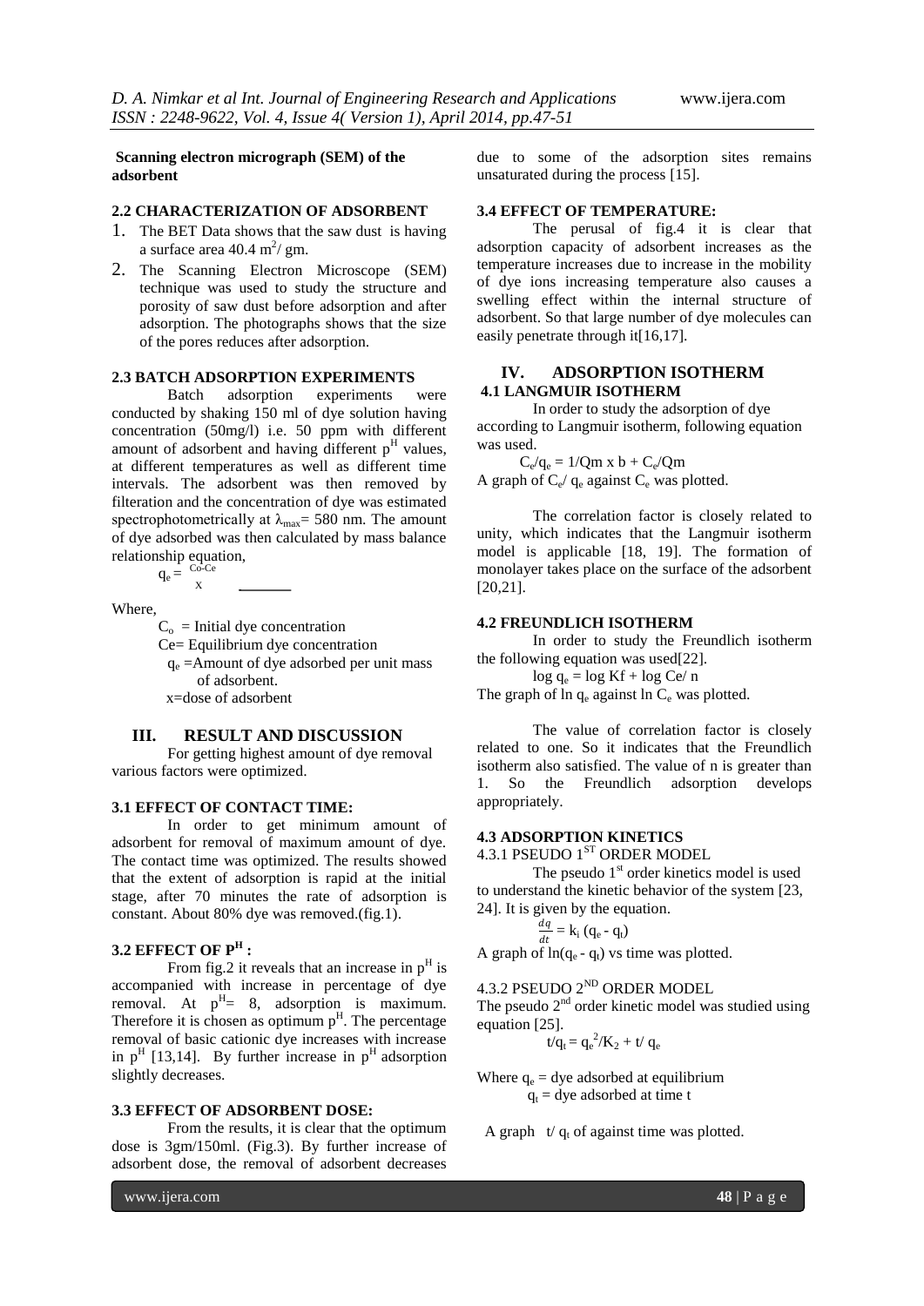**Scanning electron micrograph (SEM) of the adsorbent**

### 2.2 CHARACTERIZATION OF ADSORBENT

1. The BET Data shows that the saw dust is having a surface area 40.4 $m^2$/ gm.
2. The Scanning Electron Microscope (SEM) technique was used to study the structure and porosity of saw dust before adsorption and after adsorption. The photographs shows that the size of the pores reduces after adsorption.

### 2.3 BATCH ADSORPTION EXPERIMENTS

Batch adsorption experiments were conducted by shaking 150 ml of dye solution having concentration (50mg/l) i.e. 50 ppm with different amount of adsorbent and having different $p^H$ values, at different temperatures as well as different time intervals. The adsorbent was then removed by filteration and the concentration of dye was estimated spectrophotometrically at $\lambda_{max}$= 580 nm. The amount of dye adsorbed was then calculated by mass balance relationship equation,

$$q_e = \frac{Co\text{-}Ce}{x}$$

Where,

$C_o$ = Initial dye concentration

Ce= Equilibrium dye concentration

$q_e$ =Amount of dye adsorbed per unit mass of adsorbent.

x=dose of adsorbent

## III. RESULT AND DISCUSSION

For getting highest amount of dye removal various factors were optimized.

### 3.1 EFFECT OF CONTACT TIME:

In order to get minimum amount of adsorbent for removal of maximum amount of dye. The contact time was optimized. The results showed that the extent of adsorption is rapid at the initial stage, after 70 minutes the rate of adsorption is constant. About 80% dye was removed.(fig.1).

### 3.2 EFFECT OF $P^H$ :

From fig.2 it reveals that an increase in $p^H$ is accompanied with increase in percentage of dye removal. At $p^H$= 8, adsorption is maximum. Therefore it is chosen as optimum $p^H$. The percentage removal of basic cationic dye increases with increase in $p^H$ [13,14]. By further increase in $p^H$ adsorption slightly decreases.

### 3.3 EFFECT OF ADSORBENT DOSE:

From the results, it is clear that the optimum dose is 3gm/150ml. (Fig.3). By further increase of adsorbent dose, the removal of adsorbent decreases due to some of the adsorption sites remains unsaturated during the process [15].

### 3.4 EFFECT OF TEMPERATURE:

The perusal of fig.4 it is clear that adsorption capacity of adsorbent increases as the temperature increases due to increase in the mobility of dye ions increasing temperature also causes a swelling effect within the internal structure of adsorbent. So that large number of dye molecules can easily penetrate through it[16,17].

## IV. ADSORPTION ISOTHERM

### 4.1 LANGMUIR ISOTHERM

In order to study the adsorption of dye according to Langmuir isotherm, following equation was used.

$$C_e/q_e = 1/Qm \text{ x } b + C_e/Qm$$

A graph of $C_e$/ $q_e$ against $C_e$ was plotted.

The correlation factor is closely related to unity, which indicates that the Langmuir isotherm model is applicable [18, 19]. The formation of monolayer takes place on the surface of the adsorbent [20,21].

### 4.2 FREUNDLICH ISOTHERM

In order to study the Freundlich isotherm the following equation was used[22].

$$\log q_e = \log Kf + \log Ce/ n$$

The graph of ln $q_e$ against ln $C_e$ was plotted.

The value of correlation factor is closely related to one. So it indicates that the Freundlich isotherm also satisfied. The value of n is greater than 1. So the Freundlich adsorption develops appropriately.

### 4.3 ADSORPTION KINETICS

#### 4.3.1 PSEUDO 1ST ORDER MODEL

The pseudo 1st order kinetics model is used to understand the kinetic behavior of the system [23, 24]. It is given by the equation.

$$\frac{dq}{dt} = k_i (q_e - q_t)$$

A graph of $\ln(q_e - q_t)$ vs time was plotted.

#### 4.3.2 PSEUDO 2ND ORDER MODEL

The pseudo 2nd order kinetic model was studied using equation [25].

$$t/q_t = q_e^2/K_2 + t/ q_e$$

Where $q_e$ = dye adsorbed at equilibrium

$q_t$ = dye adsorbed at time t

A graph t/ $q_t$ of against time was plotted.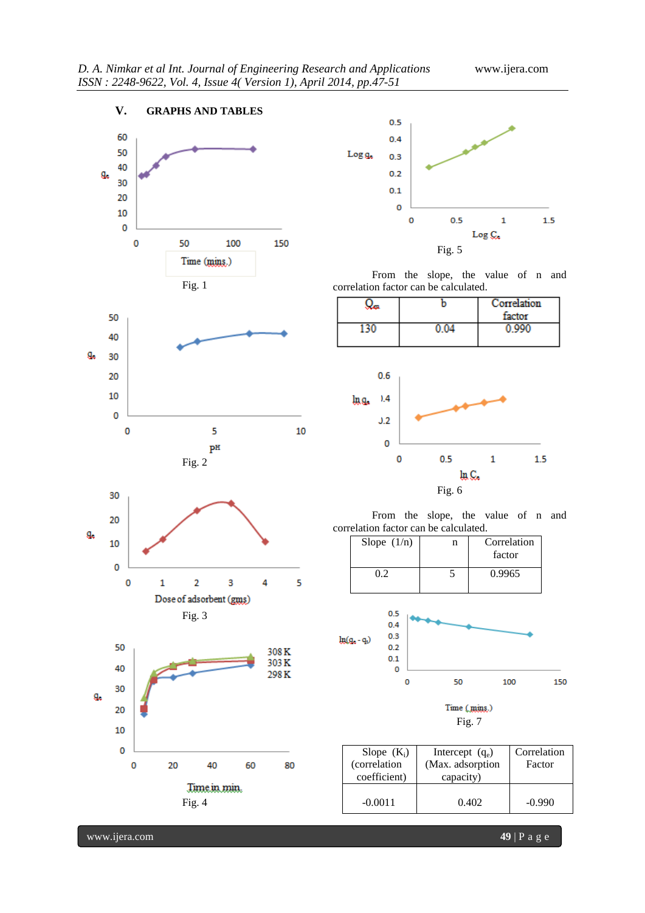## V. GRAPHS AND TABLES

Fig. 1

Fig. 2

Fig. 3

Fig. 4

Fig. 5

From the slope, the value of n and correlation factor can be calculated.

| $Q_m$ | b | Correlation factor |
|---|---|---|
| 130 | 0.04 | 0.990 |

Fig. 6

From the slope, the value of n and correlation factor can be calculated.

| Slope (1/n) | n | Correlation factor |
|---|---|---|
| 0.2 | 5 | 0.9965 |

Fig. 7

| Slope ($K_l$) (correlation coefficient) | Intercept ($q_e$) (Max. adsorption capacity) | Correlation Factor |
|---|---|---|
| -0.0011 | 0.402 | -0.990 |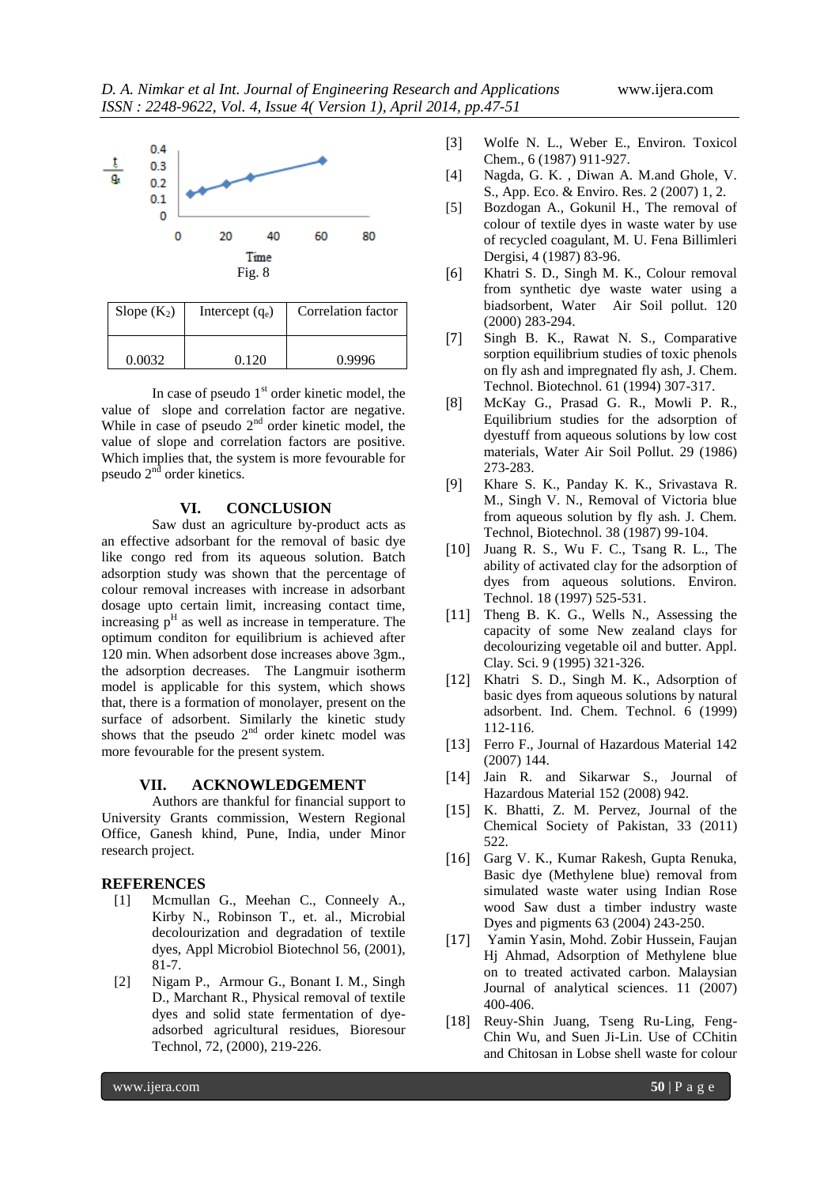Fig. 8

| Slope ($K_2$) | Intercept ($q_e$) | Correlation factor |
|---|---|---|
| 0.0032 | 0.120 | 0.9996 |

In case of pseudo 1st order kinetic model, the value of slope and correlation factor are negative. While in case of pseudo 2nd order kinetic model, the value of slope and correlation factors are positive. Which implies that, the system is more fevourable for pseudo 2nd order kinetics.

## VI. CONCLUSION

Saw dust an agriculture by-product acts as an effective adsorbant for the removal of basic dye like congo red from its aqueous solution. Batch adsorption study was shown that the percentage of colour removal increases with increase in adsorbant dosage upto certain limit, increasing contact time, increasing $p^H$ as well as increase in temperature. The optimum conditon for equilibrium is achieved after 120 min. When adsorbent dose increases above 3gm., the adsorption decreases. The Langmuir isotherm model is applicable for this system, which shows that, there is a formation of monolayer, present on the surface of adsorbent. Similarly the kinetic study shows that the pseudo 2nd order kinetc model was more fevourable for the present system.

## VII. ACKNOWLEDGEMENT

Authors are thankful for financial support to University Grants commission, Western Regional Office, Ganesh khind, Pune, India, under Minor research project.

## REFERENCES

[1] Mcmullan G., Meehan C., Conneely A., Kirby N., Robinson T., et. al., Microbial decolourization and degradation of textile dyes, Appl Microbiol Biotechnol 56, (2001), 81-7.

[2] Nigam P., Armour G., Bonant I. M., Singh D., Marchant R., Physical removal of textile dyes and solid state fermentation of dye-adsorbed agricultural residues, Bioresour Technol, 72, (2000), 219-226.

[3] Wolfe N. L., Weber E., Environ. Toxicol Chem., 6 (1987) 911-927.

[4] Nagda, G. K. , Diwan A. M.and Ghole, V. S., App. Eco. & Enviro. Res. 2 (2007) 1, 2.

[5] Bozdogan A., Gokunil H., The removal of colour of textile dyes in waste water by use of recycled coagulant, M. U. Fena Billimleri Dergisi, 4 (1987) 83-96.

[6] Khatri S. D., Singh M. K., Colour removal from synthetic dye waste water using a biadsorbent, Water Air Soil pollut. 120 (2000) 283-294.

[7] Singh B. K., Rawat N. S., Comparative sorption equilibrium studies of toxic phenols on fly ash and impregnated fly ash, J. Chem. Technol. Biotechnol. 61 (1994) 307-317.

[8] McKay G., Prasad G. R., Mowli P. R., Equilibrium studies for the adsorption of dyestuff from aqueous solutions by low cost materials, Water Air Soil Pollut. 29 (1986) 273-283.

[9] Khare S. K., Panday K. K., Srivastava R. M., Singh V. N., Removal of Victoria blue from aqueous solution by fly ash. J. Chem. Technol, Biotechnol. 38 (1987) 99-104.

[10] Juang R. S., Wu F. C., Tsang R. L., The ability of activated clay for the adsorption of dyes from aqueous solutions. Environ. Technol. 18 (1997) 525-531.

[11] Theng B. K. G., Wells N., Assessing the capacity of some New zealand clays for decolourizing vegetable oil and butter. Appl. Clay. Sci. 9 (1995) 321-326.

[12] Khatri S. D., Singh M. K., Adsorption of basic dyes from aqueous solutions by natural adsorbent. Ind. Chem. Technol. 6 (1999) 112-116.

[13] Ferro F., Journal of Hazardous Material 142 (2007) 144.

[14] Jain R. and Sikarwar S., Journal of Hazardous Material 152 (2008) 942.

[15] K. Bhatti, Z. M. Pervez, Journal of the Chemical Society of Pakistan, 33 (2011) 522.

[16] Garg V. K., Kumar Rakesh, Gupta Renuka, Basic dye (Methylene blue) removal from simulated waste water using Indian Rose wood Saw dust a timber industry waste Dyes and pigments 63 (2004) 243-250.

[17] Yamin Yasin, Mohd. Zobir Hussein, Faujan Hj Ahmad, Adsorption of Methylene blue on to treated activated carbon. Malaysian Journal of analytical sciences. 11 (2007) 400-406.

[18] Reuy-Shin Juang, Tseng Ru-Ling, Feng-Chin Wu, and Suen Ji-Lin. Use of CChitin and Chitosan in Lobse shell waste for colour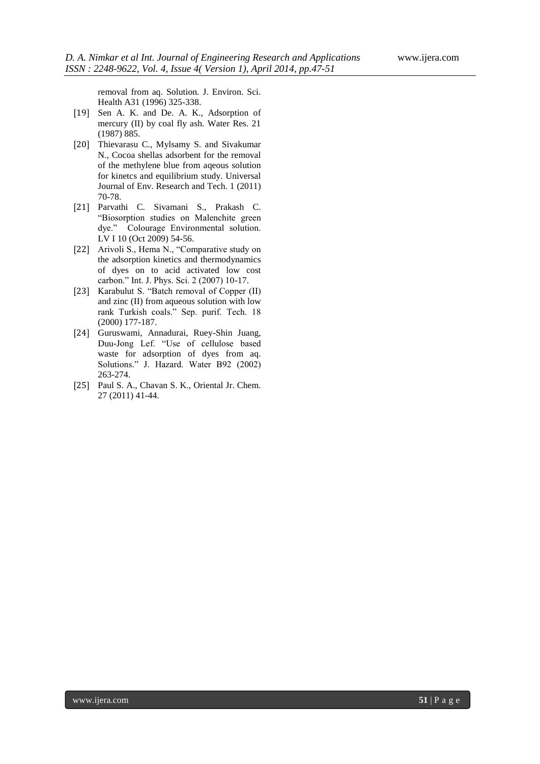removal from aq. Solution. J. Environ. Sci. Health A31 (1996) 325-338.

[19] Sen A. K. and De. A. K., Adsorption of mercury (II) by coal fly ash. Water Res. 21 (1987) 885.

[20] Thievarasu C., Mylsamy S. and Sivakumar N., Cocoa shellas adsorbent for the removal of the methylene blue from aqeous solution for kinetcs and equilibrium study. Universal Journal of Env. Research and Tech. 1 (2011) 70-78.

[21] Parvathi C. Sivamani S., Prakash C. "Biosorption studies on Malenchite green dye." Colourage Environmental solution. LV I 10 (Oct 2009) 54-56.

[22] Arivoli S., Hema N., "Comparative study on the adsorption kinetics and thermodynamics of dyes on to acid activated low cost carbon." Int. J. Phys. Sci. 2 (2007) 10-17.

[23] Karabulut S. "Batch removal of Copper (II) and zinc (II) from aqueous solution with low rank Turkish coals." Sep. purif. Tech. 18 (2000) 177-187.

[24] Guruswami, Annadurai, Ruey-Shin Juang, Duu-Jong Lef. "Use of cellulose based waste for adsorption of dyes from aq. Solutions." J. Hazard. Water B92 (2002) 263-274.

[25] Paul S. A., Chavan S. K., Oriental Jr. Chem. 27 (2011) 41-44.